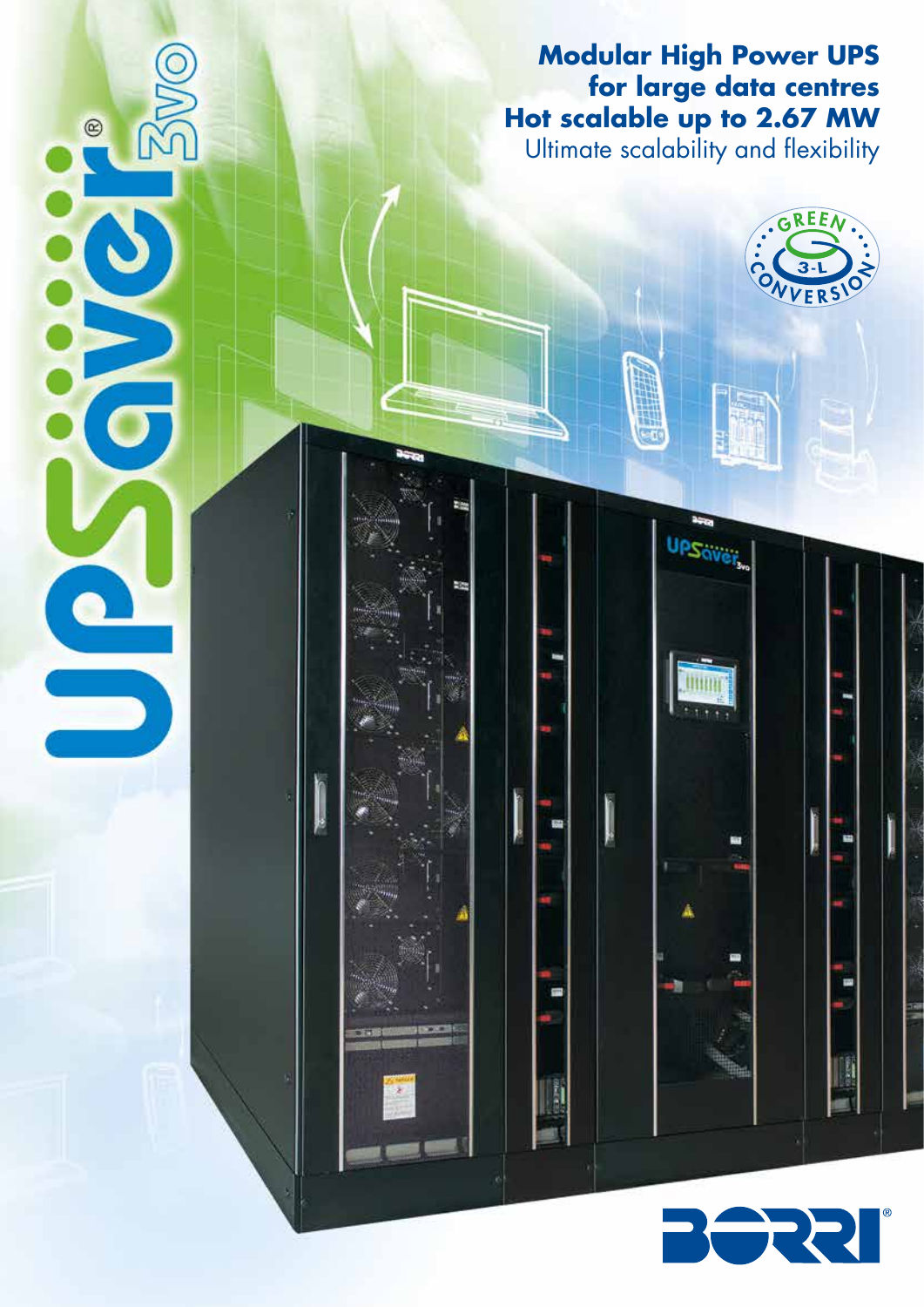# Modular High Power UPS for large data centres

**Hot scalable up to 2.67 MW**

Ultimate scalability and flexibility

UPSaver® 3VO

GREEN 3-L CONVERSION

BORRI®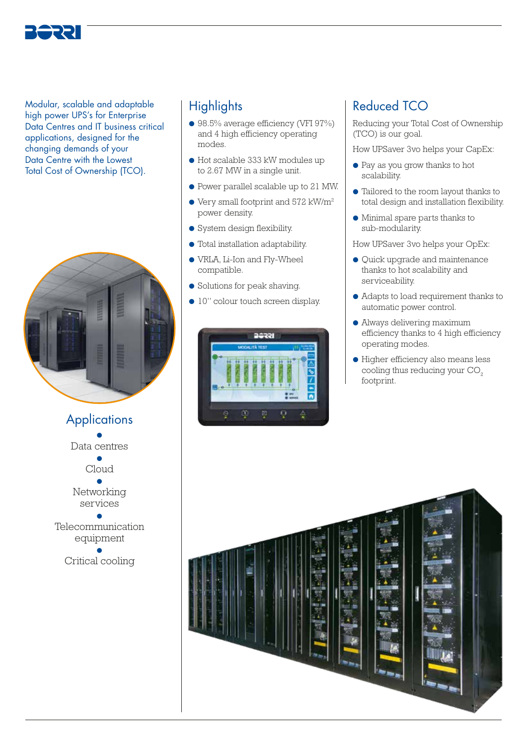Modular, scalable and adaptable high power UPS's for Enterprise Data Centres and IT business critical applications, designed for the changing demands of your Data Centre with the Lowest Total Cost of Ownership (TCO).

## Applications

- Data centres
- Cloud
- Networking services
- Telecommunication equipment
- Critical cooling

## Highlights

- 98.5% average efficiency (VFI 97%) and 4 high efficiency operating modes.
- Hot scalable 333 kW modules up to 2.67 MW in a single unit.
- Power parallel scalable up to 21 MW.
- Very small footprint and 572 kW/m$^2$ power density.
- System design flexibility.
- Total installation adaptability.
- VRLA, Li-Ion and Fly-Wheel compatible.
- Solutions for peak shaving.
- 10'' colour touch screen display.

## Reduced TCO

Reducing your Total Cost of Ownership (TCO) is our goal.

How UPSaver 3vo helps your CapEx:

- Pay as you grow thanks to hot scalability.
- Tailored to the room layout thanks to total design and installation flexibility.
- Minimal spare parts thanks to sub-modularity.

How UPSaver 3vo helps your OpEx:

- Quick upgrade and maintenance thanks to hot scalability and serviceability.
- Adapts to load requirement thanks to automatic power control.
- Always delivering maximum efficiency thanks to 4 high efficiency operating modes.
- Higher efficiency also means less cooling thus reducing your $CO_2$ footprint.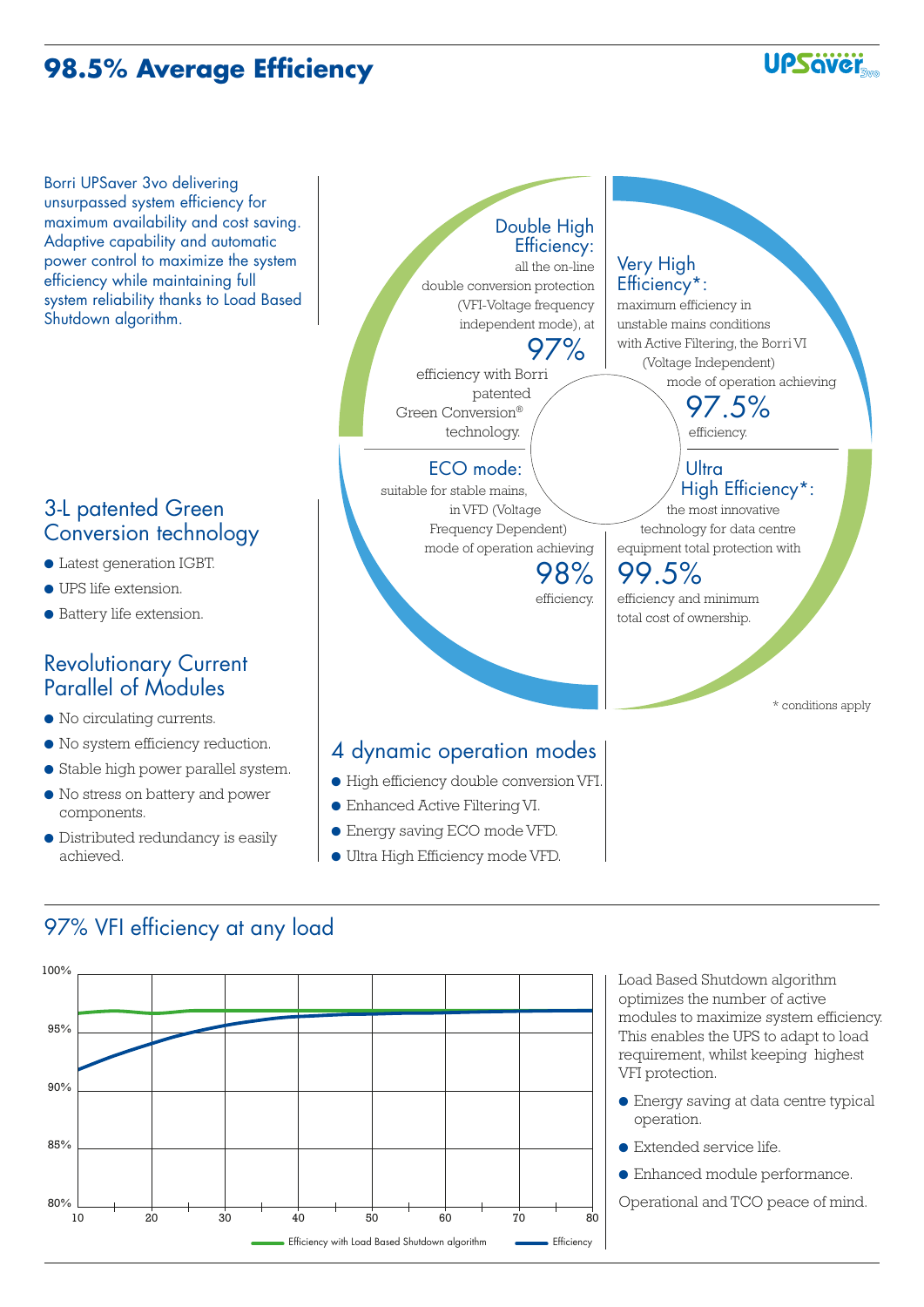# 98.5% Average Efficiency

Borri UPSaver 3vo delivering unsurpassed system efficiency for maximum availability and cost saving. Adaptive capability and automatic power control to maximize the system efficiency while maintaining full system reliability thanks to Load Based Shutdown algorithm.

## Double High Efficiency:

all the on-line double conversion protection (VFI-Voltage frequency independent mode), at

97%

efficiency with Borri patented Green Conversion® technology.

## Very High Efficiency*:

maximum efficiency in unstable mains conditions with Active Filtering, the Borri VI (Voltage Independent) mode of operation achieving

97.5%

efficiency.

## ECO mode:

suitable for stable mains, in VFD (Voltage Frequency Dependent) mode of operation achieving

98%

efficiency.

## Ultra High Efficiency*:

the most innovative technology for data centre equipment total protection with

99.5%

efficiency and minimum total cost of ownership.

\* conditions apply

## 3-L patented Green Conversion technology

- Latest generation IGBT.
- UPS life extension.
- Battery life extension.

## Revolutionary Current Parallel of Modules

- No circulating currents.
- No system efficiency reduction.
- Stable high power parallel system.
- No stress on battery and power components.
- Distributed redundancy is easily achieved.

## 4 dynamic operation modes

- High efficiency double conversion VFI.
- Enhanced Active Filtering VI.
- Energy saving ECO mode VFD.
- Ultra High Efficiency mode VFD.

## 97% VFI efficiency at any load

Chart: y-axis 80%–100%, x-axis 10–80. Legend: Efficiency with Load Based Shutdown algorithm; Efficiency

Load Based Shutdown algorithm optimizes the number of active modules to maximize system efficiency. This enables the UPS to adapt to load requirement, whilst keeping highest VFI protection.

- Energy saving at data centre typical operation.
- Extended service life.
- Enhanced module performance.

Operational and TCO peace of mind.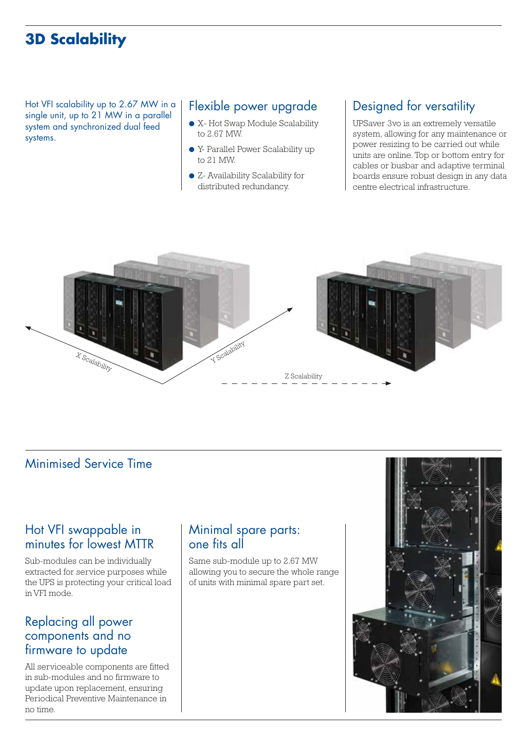# 3D Scalability

Hot VFI scalability up to 2.67 MW in a single unit, up to 21 MW in a parallel system and synchronized dual feed systems.

## Flexible power upgrade

- X- Hot Swap Module Scalability to 2.67 MW.
- Y- Parallel Power Scalability up to 21 MW.
- Z- Availability Scalability for distributed redundancy.

## Designed for versatility

UPSaver 3vo is an extremely versatile system, allowing for any maintenance or power resizing to be carried out while units are online. Top or bottom entry for cables or busbar and adaptive terminal boards ensure robust design in any data centre electrical infrastructure.

# Minimised Service Time

## Hot VFI swappable in minutes for lowest MTTR

Sub-modules can be individually extracted for service purposes while the UPS is protecting your critical load in VFI mode.

## Replacing all power components and no firmware to update

All serviceable components are fitted in sub-modules and no firmware to update upon replacement, ensuring Periodical Preventive Maintenance in no time.

## Minimal spare parts: one fits all

Same sub-module up to 2.67 MW allowing you to secure the whole range of units with minimal spare part set.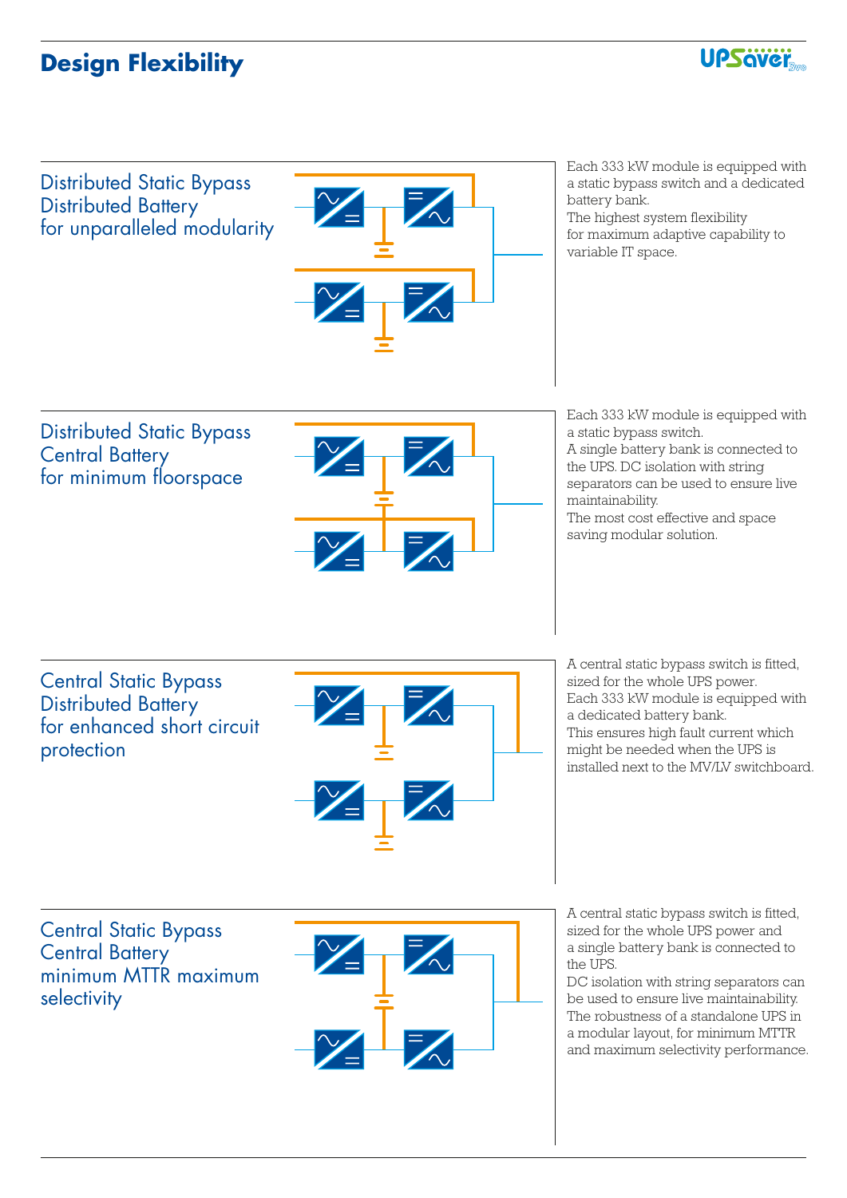# Design Flexibility

## Distributed Static Bypass Distributed Battery for unparalleled modularity

Each 333 kW module is equipped with a static bypass switch and a dedicated battery bank.
The highest system flexibility for maximum adaptive capability to variable IT space.

## Distributed Static Bypass Central Battery for minimum floorspace

Each 333 kW module is equipped with a static bypass switch.
A single battery bank is connected to the UPS. DC isolation with string separators can be used to ensure live maintainability.
The most cost effective and space saving modular solution.

## Central Static Bypass Distributed Battery for enhanced short circuit protection

A central static bypass switch is fitted, sized for the whole UPS power.
Each 333 kW module is equipped with a dedicated battery bank.
This ensures high fault current which might be needed when the UPS is installed next to the MV/LV switchboard.

## Central Static Bypass Central Battery minimum MTTR maximum selectivity

A central static bypass switch is fitted, sized for the whole UPS power and a single battery bank is connected to the UPS.
DC isolation with string separators can be used to ensure live maintainability.
The robustness of a standalone UPS in a modular layout, for minimum MTTR and maximum selectivity performance.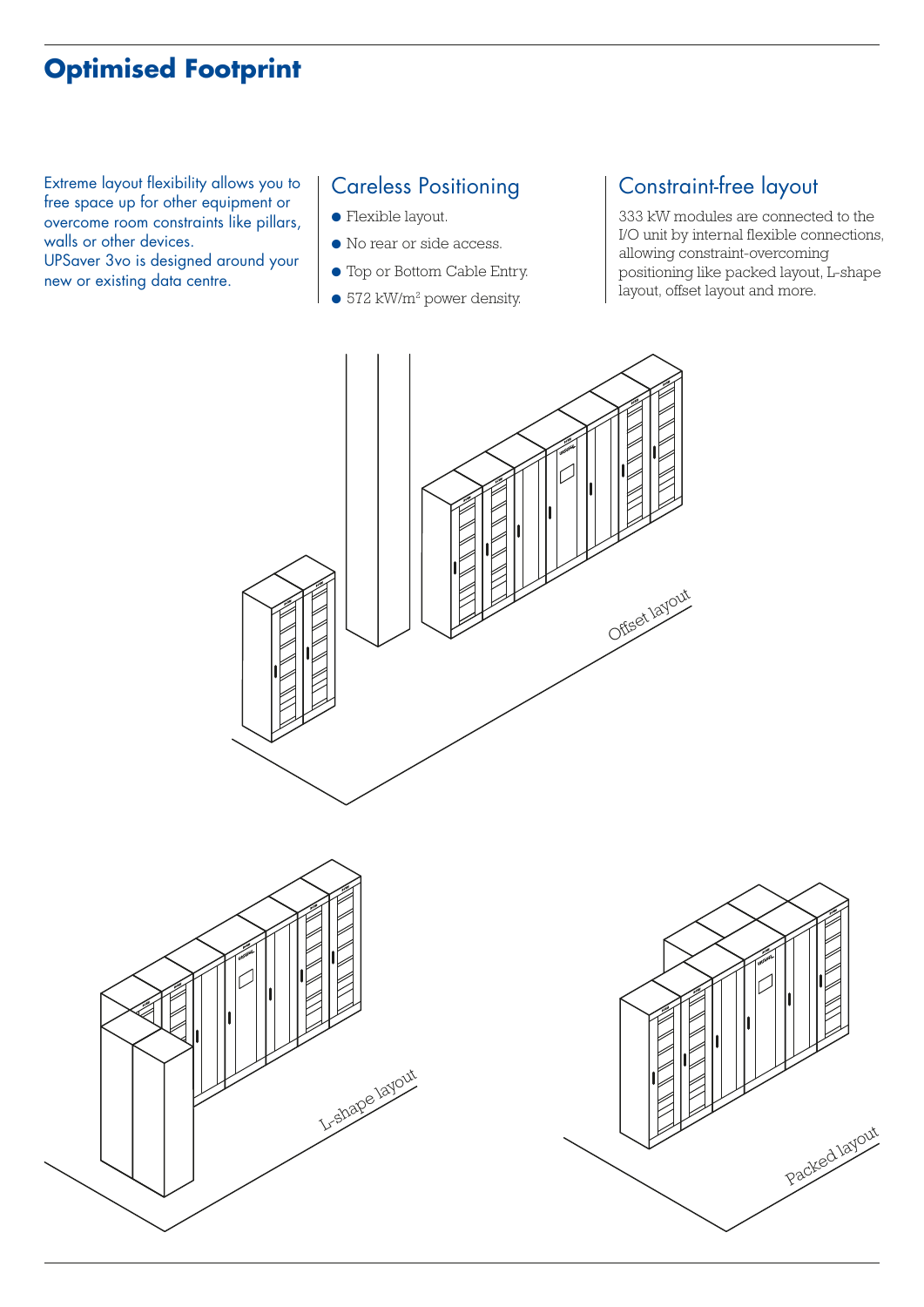# Optimised Footprint

Extreme layout flexibility allows you to free space up for other equipment or overcome room constraints like pillars, walls or other devices.
UPSaver 3vo is designed around your new or existing data centre.

## Careless Positioning

- Flexible layout.
- No rear or side access.
- Top or Bottom Cable Entry.
- 572 kW/m$^2$ power density.

## Constraint-free layout

333 kW modules are connected to the I/O unit by internal flexible connections, allowing constraint-overcoming positioning like packed layout, L-shape layout, offset layout and more.

Offset layout

L-shape layout

Packed layout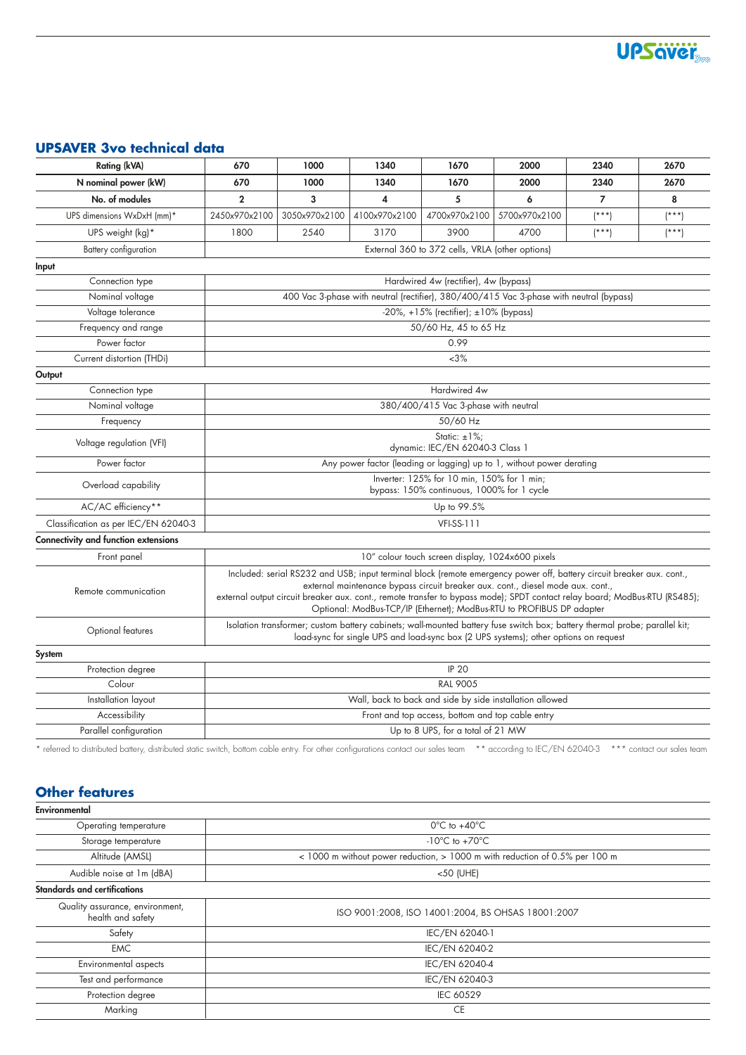## UPSAVER 3vo technical data

| Rating (kVA) | 670 | 1000 | 1340 | 1670 | 2000 | 2340 | 2670 |
|---|---|---|---|---|---|---|---|
| N nominal power (kW) | 670 | 1000 | 1340 | 1670 | 2000 | 2340 | 2670 |
| No. of modules | 2 | 3 | 4 | 5 | 6 | 7 | 8 |
| UPS dimensions WxDxH (mm)* | 2450x970x2100 | 3050x970x2100 | 4100x970x2100 | 4700x970x2100 | 5700x970x2100 | (***) | (***) |
| UPS weight (kg)* | 1800 | 2540 | 3170 | 3900 | 4700 | (***) | (***) |
| Battery configuration | External 360 to 372 cells, VRLA (other options) | | | | | | |
| **Input** | | | | | | | |
| Connection type | Hardwired 4w (rectifier), 4w (bypass) | | | | | | |
| Nominal voltage | 400 Vac 3-phase with neutral (rectifier), 380/400/415 Vac 3-phase with neutral (bypass) | | | | | | |
| Voltage tolerance | -20%, +15% (rectifier); ±10% (bypass) | | | | | | |
| Frequency and range | 50/60 Hz, 45 to 65 Hz | | | | | | |
| Power factor | 0.99 | | | | | | |
| Current distortion (THDi) | <3% | | | | | | |
| **Output** | | | | | | | |
| Connection type | Hardwired 4w | | | | | | |
| Nominal voltage | 380/400/415 Vac 3-phase with neutral | | | | | | |
| Frequency | 50/60 Hz | | | | | | |
| Voltage regulation (VFI) | Static: ±1%; dynamic: IEC/EN 62040-3 Class 1 | | | | | | |
| Power factor | Any power factor (leading or lagging) up to 1, without power derating | | | | | | |
| Overload capability | Inverter: 125% for 10 min, 150% for 1 min; bypass: 150% continuous, 1000% for 1 cycle | | | | | | |
| AC/AC efficiency** | Up to 99.5% | | | | | | |
| Classification as per IEC/EN 62040-3 | VFI-SS-111 | | | | | | |
| **Connectivity and function extensions** | | | | | | | |
| Front panel | 10" colour touch screen display, 1024x600 pixels | | | | | | |
| Remote communication | Included: serial RS232 and USB; input terminal block (remote emergency power off, battery circuit breaker aux. cont., external maintenance bypass circuit breaker aux. cont., diesel mode aux. cont., external output circuit breaker aux. cont., remote transfer to bypass mode); SPDT contact relay board; ModBus-RTU (RS485); Optional: ModBus-TCP/IP (Ethernet); ModBus-RTU to PROFIBUS DP adapter | | | | | | |
| Optional features | Isolation transformer; custom battery cabinets; wall-mounted battery fuse switch box; battery thermal probe; parallel kit; load-sync for single UPS and load-sync box (2 UPS systems); other options on request | | | | | | |
| **System** | | | | | | | |
| Protection degree | IP 20 | | | | | | |
| Colour | RAL 9005 | | | | | | |
| Installation layout | Wall, back to back and side by side installation allowed | | | | | | |
| Accessibility | Front and top access, bottom and top cable entry | | | | | | |
| Parallel configuration | Up to 8 UPS, for a total of 21 MW | | | | | | |

\* referred to distributed battery, distributed static switch, bottom cable entry. For other configurations contact our sales team  ** according to IEC/EN 62040-3  *** contact our sales team

## Other features

| **Environmental** | |
|---|---|
| Operating temperature | 0°C to +40°C |
| Storage temperature | -10°C to +70°C |
| Altitude (AMSL) | < 1000 m without power reduction, > 1000 m with reduction of 0.5% per 100 m |
| Audible noise at 1m (dBA) | <50 (UHE) |
| **Standards and certifications** | |
| Quality assurance, environment, health and safety | ISO 9001:2008, ISO 14001:2004, BS OHSAS 18001:2007 |
| Safety | IEC/EN 62040-1 |
| EMC | IEC/EN 62040-2 |
| Environmental aspects | IEC/EN 62040-4 |
| Test and performance | IEC/EN 62040-3 |
| Protection degree | IEC 60529 |
| Marking | CE |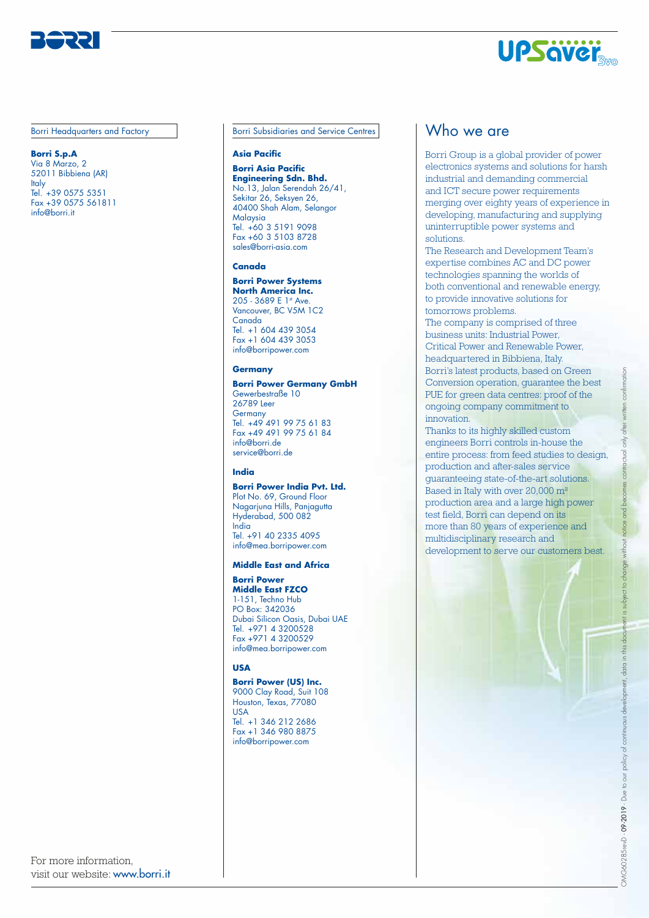## Borri Headquarters and Factory

**Borri S.p.A**
Via 8 Marzo, 2
52011 Bibbiena (AR)
Italy
Tel. +39 0575 5351
Fax +39 0575 561811
info@borri.it

## Borri Subsidiaries and Service Centres

### Asia Pacific

**Borri Asia Pacific Engineering Sdn. Bhd.**
No.13, Jalan Serendah 26/41,
Sekitar 26, Seksyen 26,
40400 Shah Alam, Selangor
Malaysia
Tel. +60 3 5191 9098
Fax +60 3 5103 8728
sales@borri-asia.com

### Canada

**Borri Power Systems North America Inc.**
205 - 3689 E 1st Ave.
Vancouver, BC V5M 1C2
Canada
Tel. +1 604 439 3054
Fax +1 604 439 3053
info@borripower.com

### Germany

**Borri Power Germany GmbH**
Gewerbestraße 10
26789 Leer
Germany
Tel. +49 491 99 75 61 83
Fax +49 491 99 75 61 84
info@borri.de
service@borri.de

### India

**Borri Power India Pvt. Ltd.**
Plot No. 69, Ground Floor
Nagarjuna Hills, Panjagutta
Hyderabad, 500 082
India
Tel. +91 40 2335 4095
info@mea.borripower.com

### Middle East and Africa

**Borri Power Middle East FZCO**
1-151, Techno Hub
PO Box: 342036
Dubai Silicon Oasis, Dubai UAE
Tel. +971 4 3200528
Fax +971 4 3200529
info@mea.borripower.com

### USA

**Borri Power (US) Inc.**
9000 Clay Road, Suit 108
Houston, Texas, 77080
USA
Tel. +1 346 212 2686
Fax +1 346 980 8875
info@borripower.com

## Who we are

Borri Group is a global provider of power electronics systems and solutions for harsh industrial and demanding commercial and ICT secure power requirements merging over eighty years of experience in developing, manufacturing and supplying uninterruptible power systems and solutions.
The Research and Development Team's expertise combines AC and DC power technologies spanning the worlds of both conventional and renewable energy, to provide innovative solutions for tomorrows problems.
The company is comprised of three business units: Industrial Power, Critical Power and Renewable Power, headquartered in Bibbiena, Italy.
Borri's latest products, based on Green Conversion operation, guarantee the best PUE for green data centres: proof of the ongoing company commitment to innovation.
Thanks to its highly skilled custom engineers Borri controls in-house the entire process: from feed studies to design, production and after-sales service guaranteeing state-of-the-art solutions.
Based in Italy with over 20,000 m² production area and a large high power test field, Borri can depend on its more than 80 years of experience and multidisciplinary research and development to serve our customers best.

OMG60285revD - 09-2019 - Due to our policy of continuous development, data in this document is subject to change without notice and becomes contractual only after written confirmation

For more information,
visit our website: www.borri.it